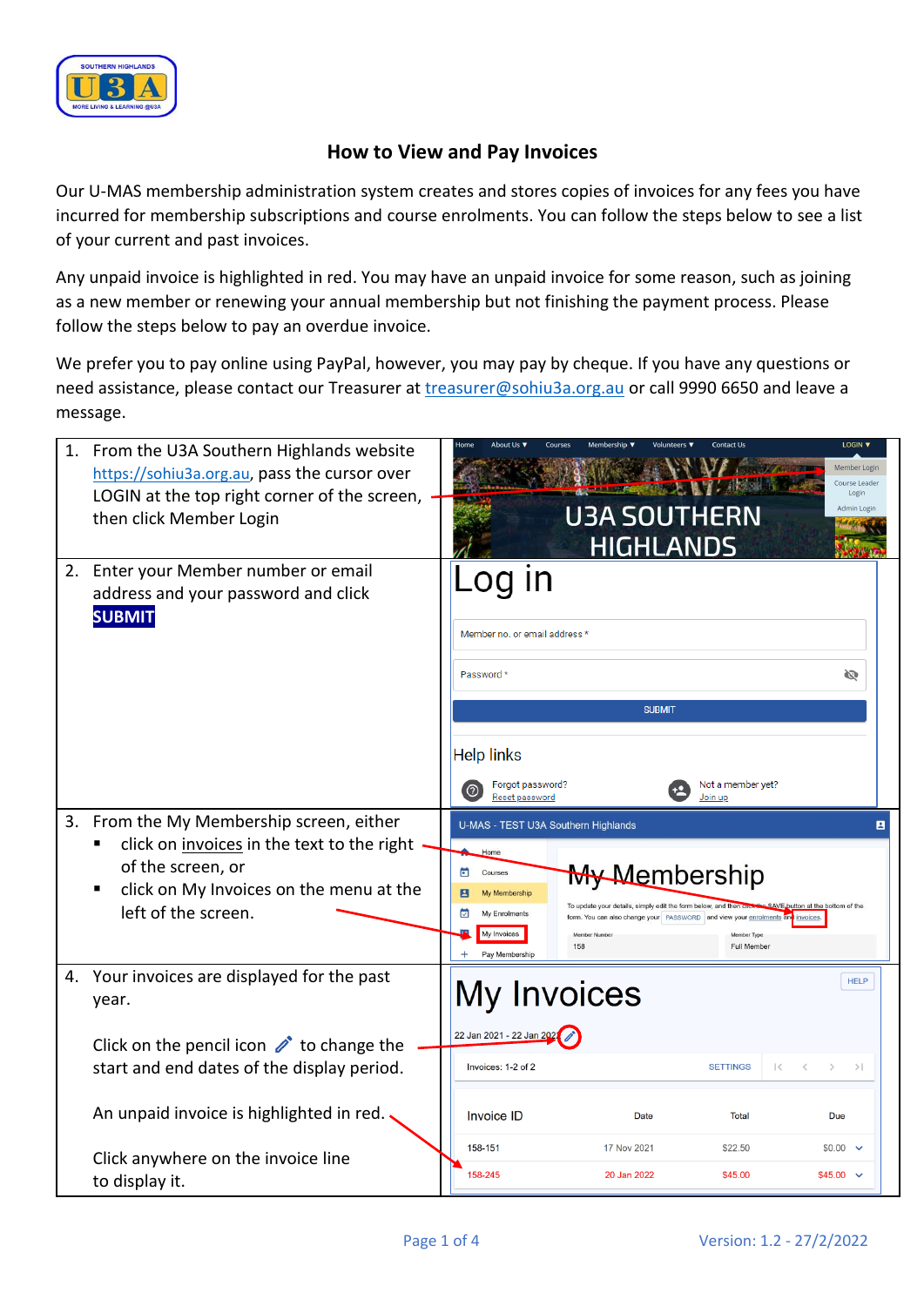## How to View and Pay Invoices

Our U-MAS membership administration system creates and stores copies of invoices for any fees you have incurred for membership subscriptions and course enrolments. You can follow the steps below to see a list of your current and past invoices.

Any unpaid invoice is highlighted in red. You may have an unpaid invoice for some reason, such as joining as a new member or renewing your annual membership but not finishing the payment process. Please follow the steps below to pay an overdue invoice.

We prefer you to pay online using PayPal, however, you may pay by cheque. If you have any questions or need assistance, please contact our Treasurer at treasurer@sohiu3a.org.au or call 9990 6650 and leave a message.

1. From the U3A Southern Highlands website https://sohiu3a.org.au, pass the cursor over LOGIN at the top right corner of the screen, then click Member Login

2. Enter your Member number or email address and your password and click **SUBMIT**

3. From the My Membership screen, either
   - click on invoices in the text to the right of the screen, or
   - click on My Invoices on the menu at the left of the screen.

4. Your invoices are displayed for the past year.

   Click on the pencil icon to change the start and end dates of the display period.

   An unpaid invoice is highlighted in red.

   Click anywhere on the invoice line to display it.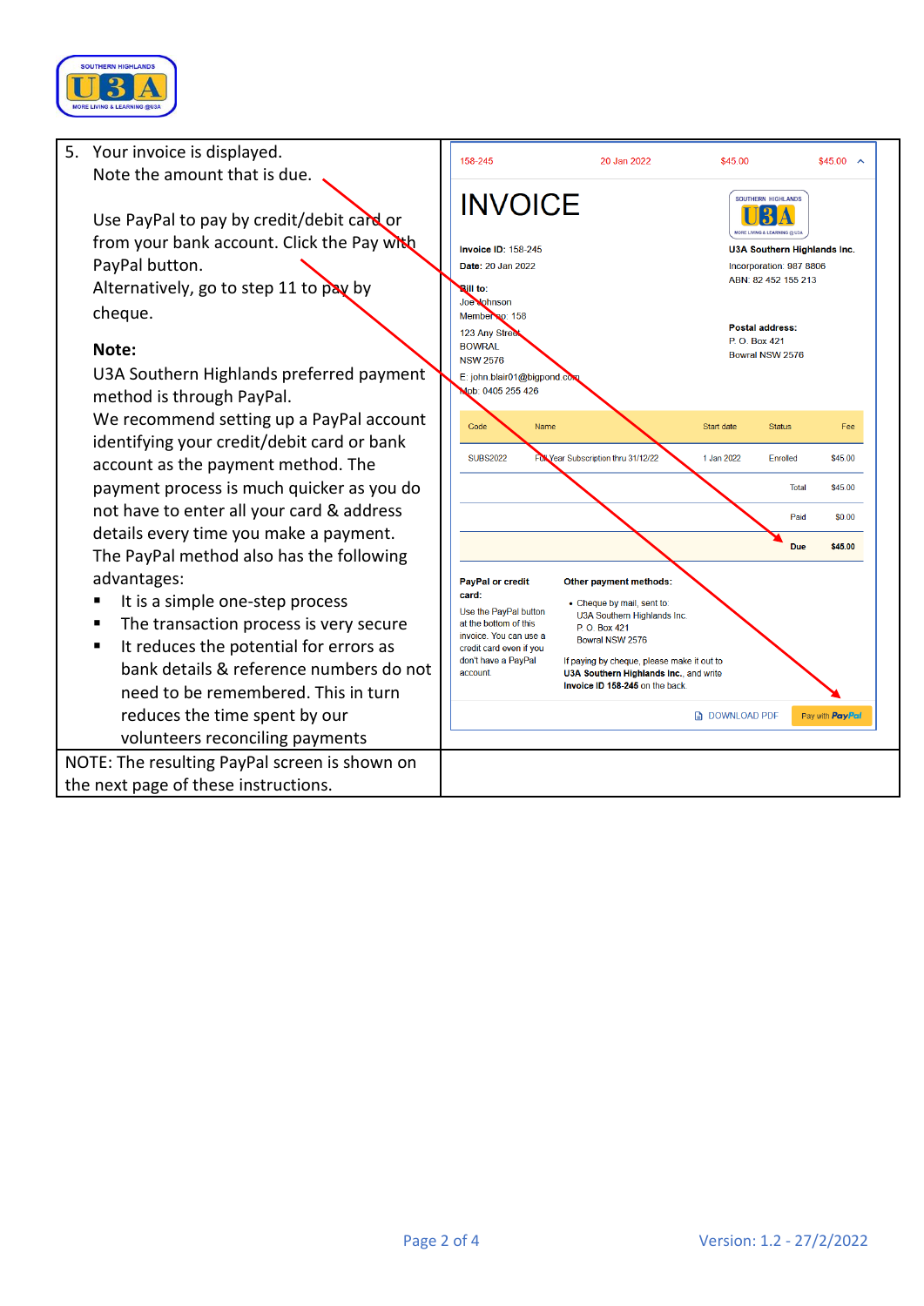| | |
|---|---|
| 5. Your invoice is displayed. Note the amount that is due.<br><br>Use PayPal to pay by credit/debit card or from your bank account. Click the Pay with PayPal button.<br>Alternatively, go to step 11 to pay by cheque.<br><br>**Note:**<br>U3A Southern Highlands preferred payment method is through PayPal.<br>We recommend setting up a PayPal account identifying your credit/debit card or bank account as the payment method. The payment process is much quicker as you do not have to enter all your card & address details every time you make a payment.<br>The PayPal method also has the following advantages:<br>▪ It is a simple one-step process<br>▪ The transaction process is very secure<br>▪ It reduces the potential for errors as bank details & reference numbers do not need to be remembered. This in turn reduces the time spent by our volunteers reconciling payments | 158-245 · 20 Jan 2022 · $45.00 · $45.00<br><br>**INVOICE**<br><br>**Invoice ID**: 158-245<br>**Date**: 20 Jan 2022<br>**Bill to**:<br>Joe Johnson<br>Member no: 158<br>123 Any Street<br>BOWRAL<br>NSW 2576<br>E: john.blair01@bigpond.com<br>Mob: 0405 255 426<br><br>**U3A Southern Highlands Inc.**<br>Incorporation: 987 8806<br>ABN: 82 452 155 213<br>**Postal address:**<br>P. O. Box 421<br>Bowral NSW 2576<br><br>Code · Name · Start date · Status · Fee<br>SUBS2022 · Full Year Subscription thru 31/12/22 · 1 Jan 2022 · Enrolled · $45.00<br>Total $45.00<br>Paid $0.00<br>**Due** **$45.00**<br><br>**PayPal or credit card:**<br>Use the PayPal button at the bottom of this invoice. You can use a credit card even if you don't have a PayPal account.<br><br>**Other payment methods:**<br>• Cheque by mail, sent to: U3A Southern Highlands Inc. P. O. Box 421 Bowral NSW 2576<br>If paying by cheque, please make it out to **U3A Southern Highlands Inc.**, and write **Invoice ID 158-245** on the back.<br><br>DOWNLOAD PDF · Pay with PayPal |
| NOTE: The resulting PayPal screen is shown on the next page of these instructions. | |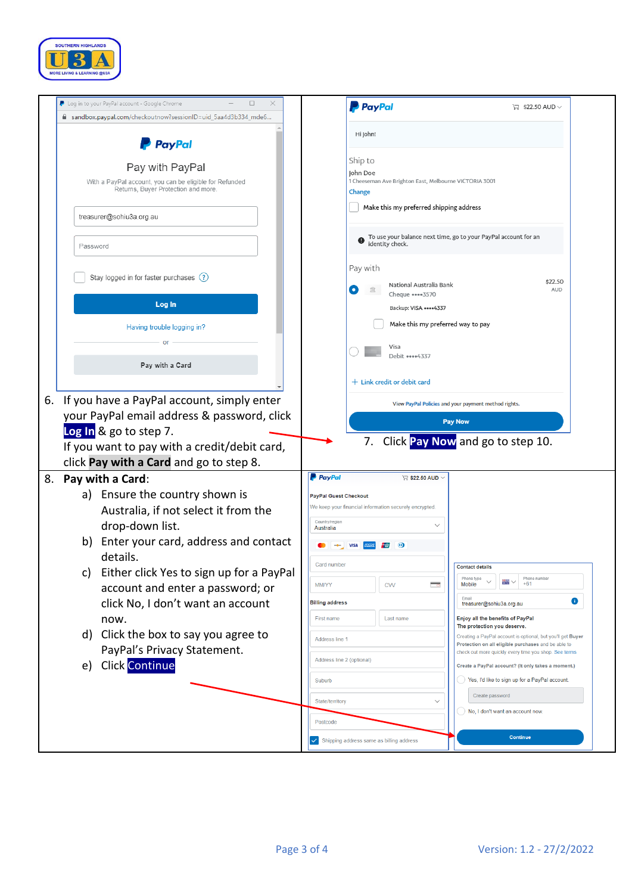6. If you have a PayPal account, simply enter your PayPal email address & password, click **Log In** & go to step 7.
   If you want to pay with a credit/debit card, click **Pay with a Card** and go to step 8.

7. Click **Pay Now** and go to step 10.

8. **Pay with a Card**:
   a) Ensure the country shown is Australia, if not select it from the drop-down list.
   b) Enter your card, address and contact details.
   c) Either click Yes to sign up for a PayPal account and enter a password; or click No, I don't want an account now.
   d) Click the box to say you agree to PayPal's Privacy Statement.
   e) Click Continue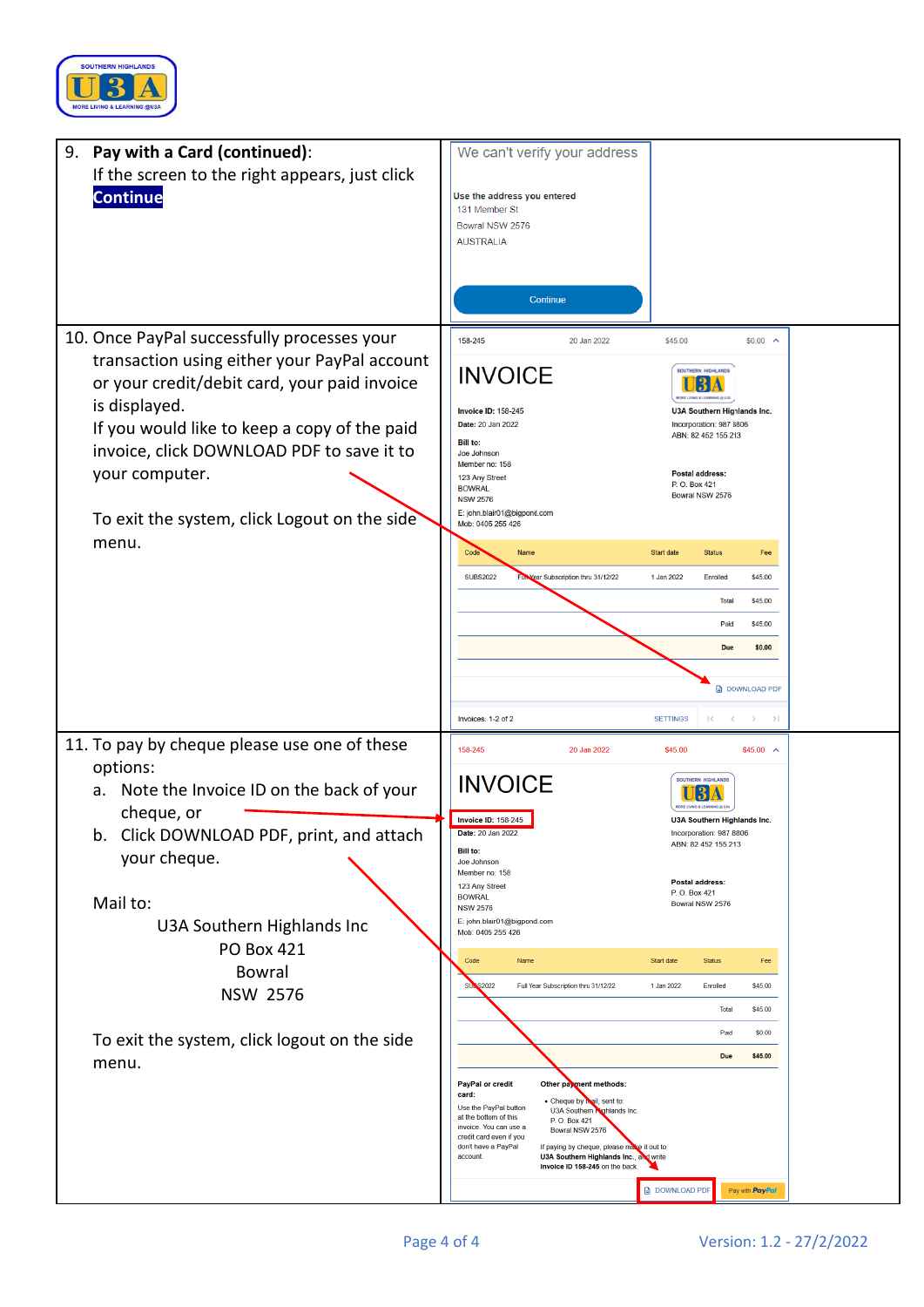| | |
|---|---|
| 9. **Pay with a Card (continued)**: If the screen to the right appears, just click **Continue** | We can't verify your address<br><br>Use the address you entered<br>131 Member St<br>Bowral NSW 2576<br>AUSTRALIA<br><br>Continue |
| 10. Once PayPal successfully processes your transaction using either your PayPal account or your credit/debit card, your paid invoice is displayed.<br>If you would like to keep a copy of the paid invoice, click DOWNLOAD PDF to save it to your computer.<br><br>To exit the system, click Logout on the side menu. | 158-245 20 Jan 2022 $45.00 $0.00<br>INVOICE<br>Invoice ID: 158-245<br>Date: 20 Jan 2022<br>Bill to:<br>Joe Johnson<br>Member no: 158<br>123 Any Street<br>BOWRAL<br>NSW 2576<br>E: john.blair01@bigpond.com<br>Mob: 0405 265 426<br>U3A Southern Highlands Inc.<br>Incorporation: 987 8806<br>ABN: 82 452 155 213<br>Postal address:<br>P. O. Box 421<br>Bowral NSW 2576<br>Code / Name / Start date / Status / Fee<br>SUBS2022 / Full Year Subscription thru 31/12/22 / 1 Jan 2022 / Enrolled / $45.00<br>Total $45.00<br>Paid $45.00<br>Due $0.00<br>DOWNLOAD PDF<br>Invoices: 1-2 of 2 SETTINGS |
| 11. To pay by cheque please use one of these options:<br>a. Note the Invoice ID on the back of your cheque, or<br>b. Click DOWNLOAD PDF, print, and attach your cheque.<br><br>Mail to:<br>U3A Southern Highlands Inc<br>PO Box 421<br>Bowral<br>NSW 2576<br><br>To exit the system, click logout on the side menu. | 158-245 20 Jan 2022 $45.00 $45.00<br>INVOICE<br>Invoice ID: 158-245<br>Date: 20 Jan 2022<br>Bill to:<br>Joe Johnson<br>Member no: 158<br>123 Any Street<br>BOWRAL<br>NSW 2576<br>E: john.blair01@bigpond.com<br>Mob: 0405 265 426<br>U3A Southern Highlands Inc.<br>Incorporation: 987 8806<br>ABN: 82 452 155 213<br>Postal address:<br>P. O. Box 421<br>Bowral NSW 2576<br>Code / Name / Start date / Status / Fee<br>SUBS2022 / Full Year Subscription thru 31/12/22 / 1 Jan 2022 / Enrolled / $45.00<br>Total $45.00<br>Paid $0.00<br>Due $45.00<br>PayPal or credit card: Use the PayPal button at the bottom of this invoice. You can use a credit card even if you don't have a PayPal account.<br>Other payment methods:<br>• Cheque by mail, sent to: U3A Southern Highlands Inc. P. O. Box 421 Bowral NSW 2576<br>If paying by cheque, please make it out to U3A Southern Highlands Inc., and write Invoice ID 158-245 on the back.<br>DOWNLOAD PDF Pay with PayPal |

Version: 1.2 - 27/2/2022